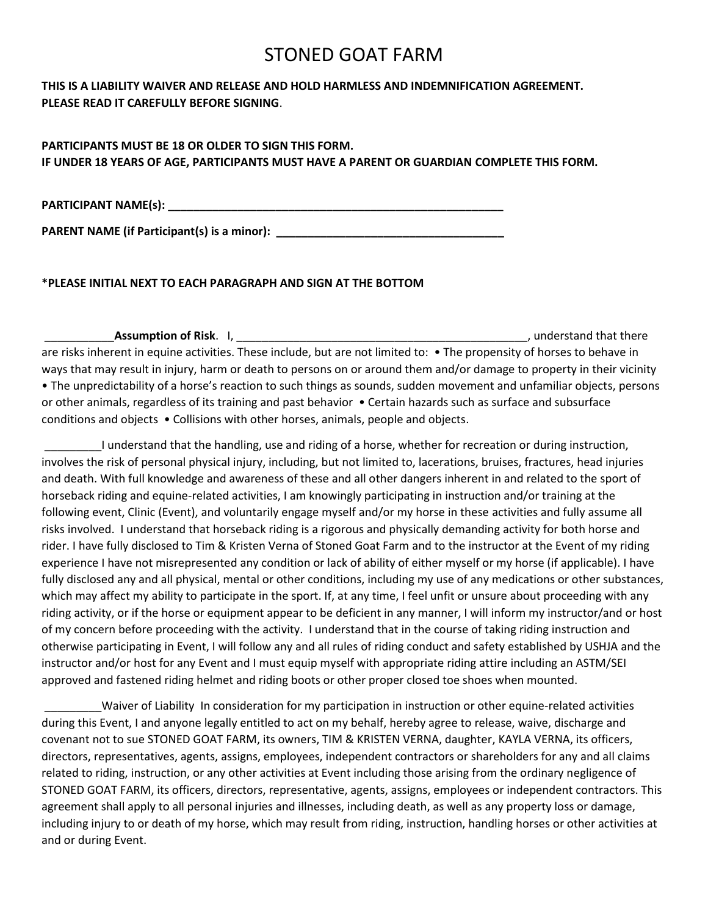# STONED GOAT FARM

**THIS IS A LIABILITY WAIVER AND RELEASE AND HOLD HARMLESS AND INDEMNIFICATION AGREEMENT. PLEASE READ IT CAREFULLY BEFORE SIGNING**.

**PARTICIPANTS MUST BE 18 OR OLDER TO SIGN THIS FORM.**
**IF UNDER 18 YEARS OF AGE, PARTICIPANTS MUST HAVE A PARENT OR GUARDIAN COMPLETE THIS FORM.**

**PARTICIPANT NAME(s): ______________________________________________________**

**PARENT NAME (if Participant(s) is a minor): ____________________________________**

**\*PLEASE INITIAL NEXT TO EACH PARAGRAPH AND SIGN AT THE BOTTOM**

___________**Assumption of Risk**. I, _______________________________________________, understand that there are risks inherent in equine activities. These include, but are not limited to: • The propensity of horses to behave in ways that may result in injury, harm or death to persons on or around them and/or damage to property in their vicinity • The unpredictability of a horse's reaction to such things as sounds, sudden movement and unfamiliar objects, persons or other animals, regardless of its training and past behavior • Certain hazards such as surface and subsurface conditions and objects • Collisions with other horses, animals, people and objects.

_________I understand that the handling, use and riding of a horse, whether for recreation or during instruction, involves the risk of personal physical injury, including, but not limited to, lacerations, bruises, fractures, head injuries and death. With full knowledge and awareness of these and all other dangers inherent in and related to the sport of horseback riding and equine-related activities, I am knowingly participating in instruction and/or training at the following event, Clinic (Event), and voluntarily engage myself and/or my horse in these activities and fully assume all risks involved. I understand that horseback riding is a rigorous and physically demanding activity for both horse and rider. I have fully disclosed to Tim & Kristen Verna of Stoned Goat Farm and to the instructor at the Event of my riding experience I have not misrepresented any condition or lack of ability of either myself or my horse (if applicable). I have fully disclosed any and all physical, mental or other conditions, including my use of any medications or other substances, which may affect my ability to participate in the sport. If, at any time, I feel unfit or unsure about proceeding with any riding activity, or if the horse or equipment appear to be deficient in any manner, I will inform my instructor/and or host of my concern before proceeding with the activity. I understand that in the course of taking riding instruction and otherwise participating in Event, I will follow any and all rules of riding conduct and safety established by USHJA and the instructor and/or host for any Event and I must equip myself with appropriate riding attire including an ASTM/SEI approved and fastened riding helmet and riding boots or other proper closed toe shoes when mounted.

_________Waiver of Liability In consideration for my participation in instruction or other equine-related activities during this Event, I and anyone legally entitled to act on my behalf, hereby agree to release, waive, discharge and covenant not to sue STONED GOAT FARM, its owners, TIM & KRISTEN VERNA, daughter, KAYLA VERNA, its officers, directors, representatives, agents, assigns, employees, independent contractors or shareholders for any and all claims related to riding, instruction, or any other activities at Event including those arising from the ordinary negligence of STONED GOAT FARM, its officers, directors, representative, agents, assigns, employees or independent contractors. This agreement shall apply to all personal injuries and illnesses, including death, as well as any property loss or damage, including injury to or death of my horse, which may result from riding, instruction, handling horses or other activities at and or during Event.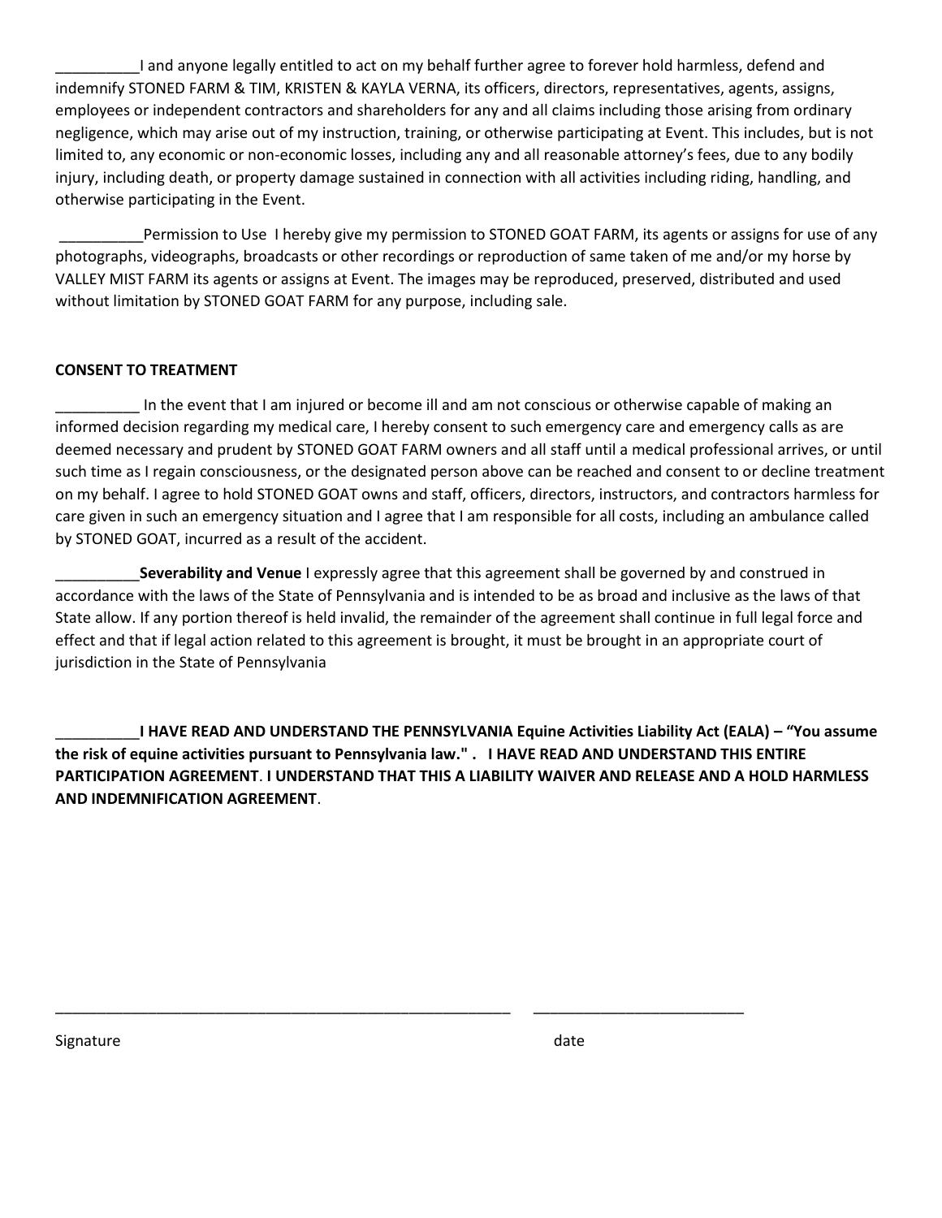__________I and anyone legally entitled to act on my behalf further agree to forever hold harmless, defend and indemnify STONED FARM & TIM, KRISTEN & KAYLA VERNA, its officers, directors, representatives, agents, assigns, employees or independent contractors and shareholders for any and all claims including those arising from ordinary negligence, which may arise out of my instruction, training, or otherwise participating at Event. This includes, but is not limited to, any economic or non-economic losses, including any and all reasonable attorney's fees, due to any bodily injury, including death, or property damage sustained in connection with all activities including riding, handling, and otherwise participating in the Event.

__________Permission to Use I hereby give my permission to STONED GOAT FARM, its agents or assigns for use of any photographs, videographs, broadcasts or other recordings or reproduction of same taken of me and/or my horse by VALLEY MIST FARM its agents or assigns at Event. The images may be reproduced, preserved, distributed and used without limitation by STONED GOAT FARM for any purpose, including sale.

**CONSENT TO TREATMENT**

__________ In the event that I am injured or become ill and am not conscious or otherwise capable of making an informed decision regarding my medical care, I hereby consent to such emergency care and emergency calls as are deemed necessary and prudent by STONED GOAT FARM owners and all staff until a medical professional arrives, or until such time as I regain consciousness, or the designated person above can be reached and consent to or decline treatment on my behalf. I agree to hold STONED GOAT owns and staff, officers, directors, instructors, and contractors harmless for care given in such an emergency situation and I agree that I am responsible for all costs, including an ambulance called by STONED GOAT, incurred as a result of the accident.

__________**Severability and Venue** I expressly agree that this agreement shall be governed by and construed in accordance with the laws of the State of Pennsylvania and is intended to be as broad and inclusive as the laws of that State allow. If any portion thereof is held invalid, the remainder of the agreement shall continue in full legal force and effect and that if legal action related to this agreement is brought, it must be brought in an appropriate court of jurisdiction in the State of Pennsylvania

__________**I HAVE READ AND UNDERSTAND THE PENNSYLVANIA Equine Activities Liability Act (EALA) – "You assume the risk of equine activities pursuant to Pennsylvania law." . I HAVE READ AND UNDERSTAND THIS ENTIRE PARTICIPATION AGREEMENT**. **I UNDERSTAND THAT THIS A LIABILITY WAIVER AND RELEASE AND A HOLD HARMLESS AND INDEMNIFICATION AGREEMENT**.

_______________________________________________________ _________________________

Signature date